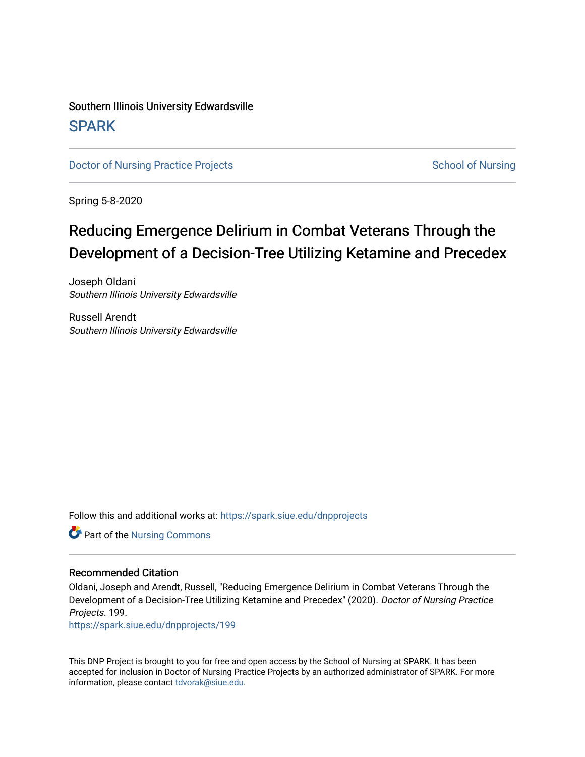Southern Illinois University Edwardsville

SPARK

Doctor of Nursing Practice Projects

School of Nursing

Spring 5-8-2020

# Reducing Emergence Delirium in Combat Veterans Through the Development of a Decision-Tree Utilizing Ketamine and Precedex

Joseph Oldani
*Southern Illinois University Edwardsville*

Russell Arendt
*Southern Illinois University Edwardsville*

Follow this and additional works at: https://spark.siue.edu/dnpprojects

Part of the Nursing Commons

## Recommended Citation

Oldani, Joseph and Arendt, Russell, "Reducing Emergence Delirium in Combat Veterans Through the Development of a Decision-Tree Utilizing Ketamine and Precedex" (2020). *Doctor of Nursing Practice Projects*. 199.
https://spark.siue.edu/dnpprojects/199

This DNP Project is brought to you for free and open access by the School of Nursing at SPARK. It has been accepted for inclusion in Doctor of Nursing Practice Projects by an authorized administrator of SPARK. For more information, please contact tdvorak@siue.edu.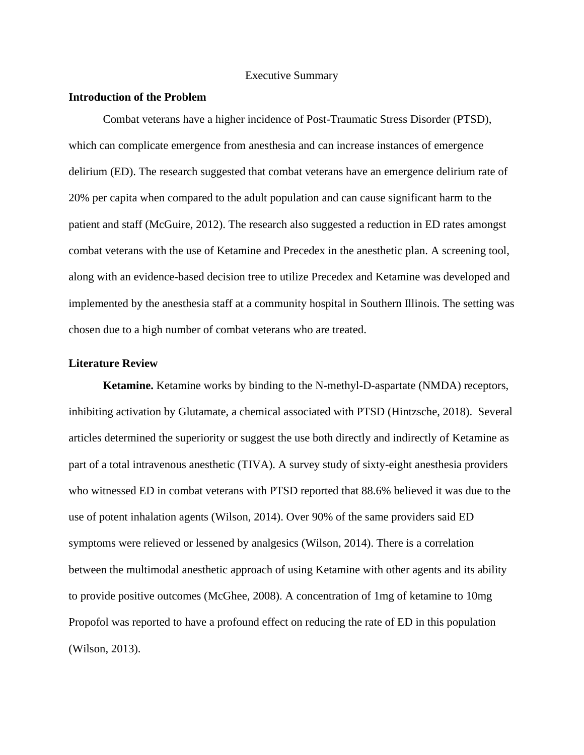# Executive Summary

## Introduction of the Problem

Combat veterans have a higher incidence of Post-Traumatic Stress Disorder (PTSD), which can complicate emergence from anesthesia and can increase instances of emergence delirium (ED). The research suggested that combat veterans have an emergence delirium rate of 20% per capita when compared to the adult population and can cause significant harm to the patient and staff (McGuire, 2012). The research also suggested a reduction in ED rates amongst combat veterans with the use of Ketamine and Precedex in the anesthetic plan. A screening tool, along with an evidence-based decision tree to utilize Precedex and Ketamine was developed and implemented by the anesthesia staff at a community hospital in Southern Illinois. The setting was chosen due to a high number of combat veterans who are treated.

## Literature Review

**Ketamine.** Ketamine works by binding to the N-methyl-D-aspartate (NMDA) receptors, inhibiting activation by Glutamate, a chemical associated with PTSD (Hintzsche, 2018). Several articles determined the superiority or suggest the use both directly and indirectly of Ketamine as part of a total intravenous anesthetic (TIVA). A survey study of sixty-eight anesthesia providers who witnessed ED in combat veterans with PTSD reported that 88.6% believed it was due to the use of potent inhalation agents (Wilson, 2014). Over 90% of the same providers said ED symptoms were relieved or lessened by analgesics (Wilson, 2014). There is a correlation between the multimodal anesthetic approach of using Ketamine with other agents and its ability to provide positive outcomes (McGhee, 2008). A concentration of 1mg of ketamine to 10mg Propofol was reported to have a profound effect on reducing the rate of ED in this population (Wilson, 2013).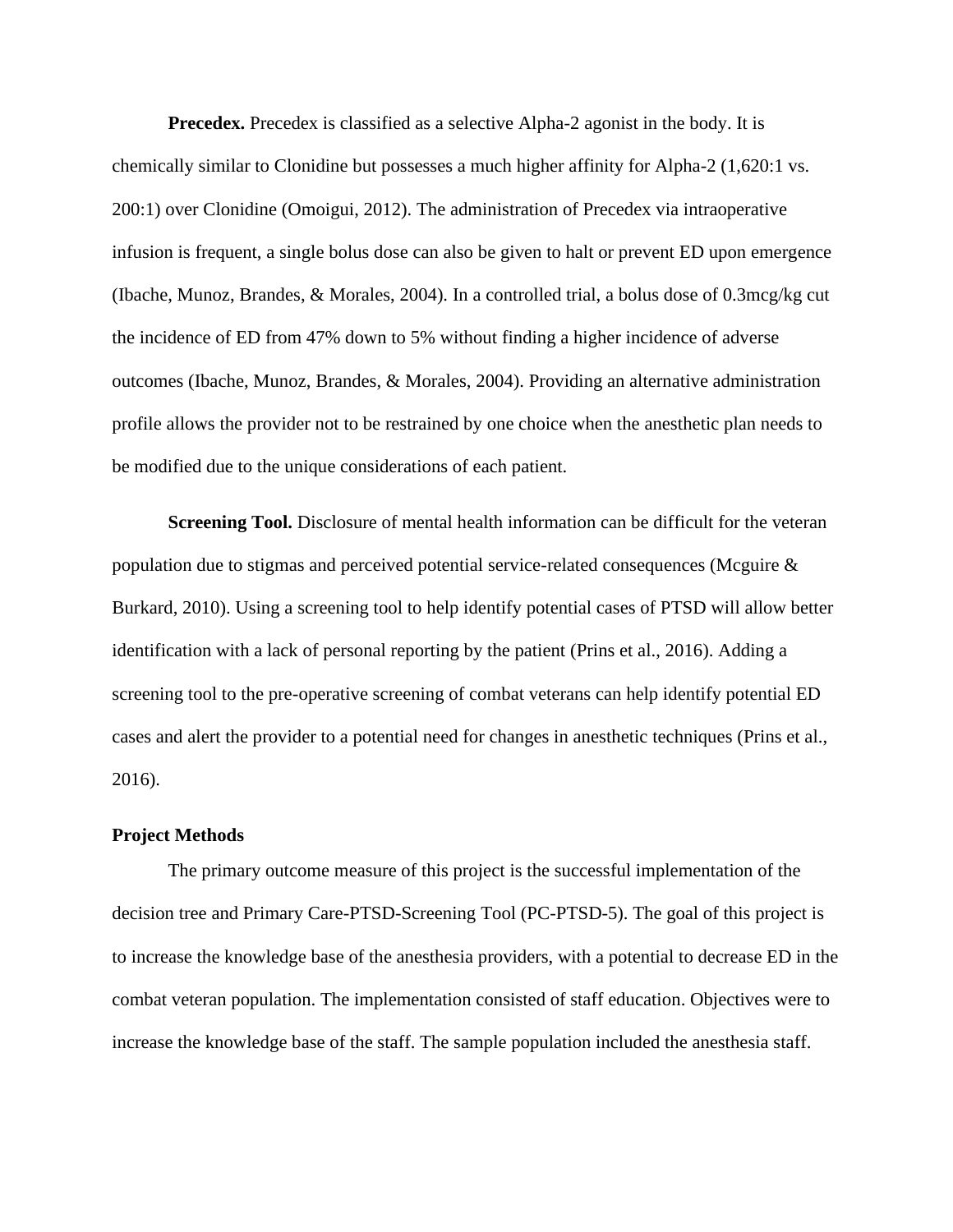**Precedex.** Precedex is classified as a selective Alpha-2 agonist in the body. It is chemically similar to Clonidine but possesses a much higher affinity for Alpha-2 (1,620:1 vs. 200:1) over Clonidine (Omoigui, 2012). The administration of Precedex via intraoperative infusion is frequent, a single bolus dose can also be given to halt or prevent ED upon emergence (Ibache, Munoz, Brandes, & Morales, 2004). In a controlled trial, a bolus dose of 0.3mcg/kg cut the incidence of ED from 47% down to 5% without finding a higher incidence of adverse outcomes (Ibache, Munoz, Brandes, & Morales, 2004). Providing an alternative administration profile allows the provider not to be restrained by one choice when the anesthetic plan needs to be modified due to the unique considerations of each patient.

**Screening Tool.** Disclosure of mental health information can be difficult for the veteran population due to stigmas and perceived potential service-related consequences (Mcguire & Burkard, 2010). Using a screening tool to help identify potential cases of PTSD will allow better identification with a lack of personal reporting by the patient (Prins et al., 2016). Adding a screening tool to the pre-operative screening of combat veterans can help identify potential ED cases and alert the provider to a potential need for changes in anesthetic techniques (Prins et al., 2016).

**Project Methods**

The primary outcome measure of this project is the successful implementation of the decision tree and Primary Care-PTSD-Screening Tool (PC-PTSD-5). The goal of this project is to increase the knowledge base of the anesthesia providers, with a potential to decrease ED in the combat veteran population. The implementation consisted of staff education. Objectives were to increase the knowledge base of the staff. The sample population included the anesthesia staff.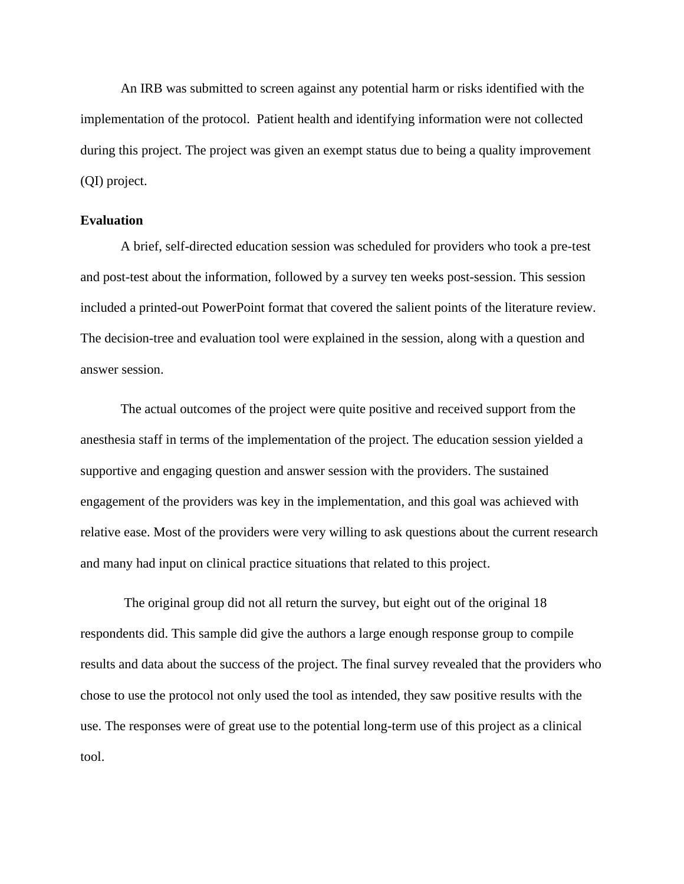An IRB was submitted to screen against any potential harm or risks identified with the implementation of the protocol. Patient health and identifying information were not collected during this project. The project was given an exempt status due to being a quality improvement (QI) project.

**Evaluation**

A brief, self-directed education session was scheduled for providers who took a pre-test and post-test about the information, followed by a survey ten weeks post-session. This session included a printed-out PowerPoint format that covered the salient points of the literature review. The decision-tree and evaluation tool were explained in the session, along with a question and answer session.

The actual outcomes of the project were quite positive and received support from the anesthesia staff in terms of the implementation of the project. The education session yielded a supportive and engaging question and answer session with the providers. The sustained engagement of the providers was key in the implementation, and this goal was achieved with relative ease. Most of the providers were very willing to ask questions about the current research and many had input on clinical practice situations that related to this project.

The original group did not all return the survey, but eight out of the original 18 respondents did. This sample did give the authors a large enough response group to compile results and data about the success of the project. The final survey revealed that the providers who chose to use the protocol not only used the tool as intended, they saw positive results with the use. The responses were of great use to the potential long-term use of this project as a clinical tool.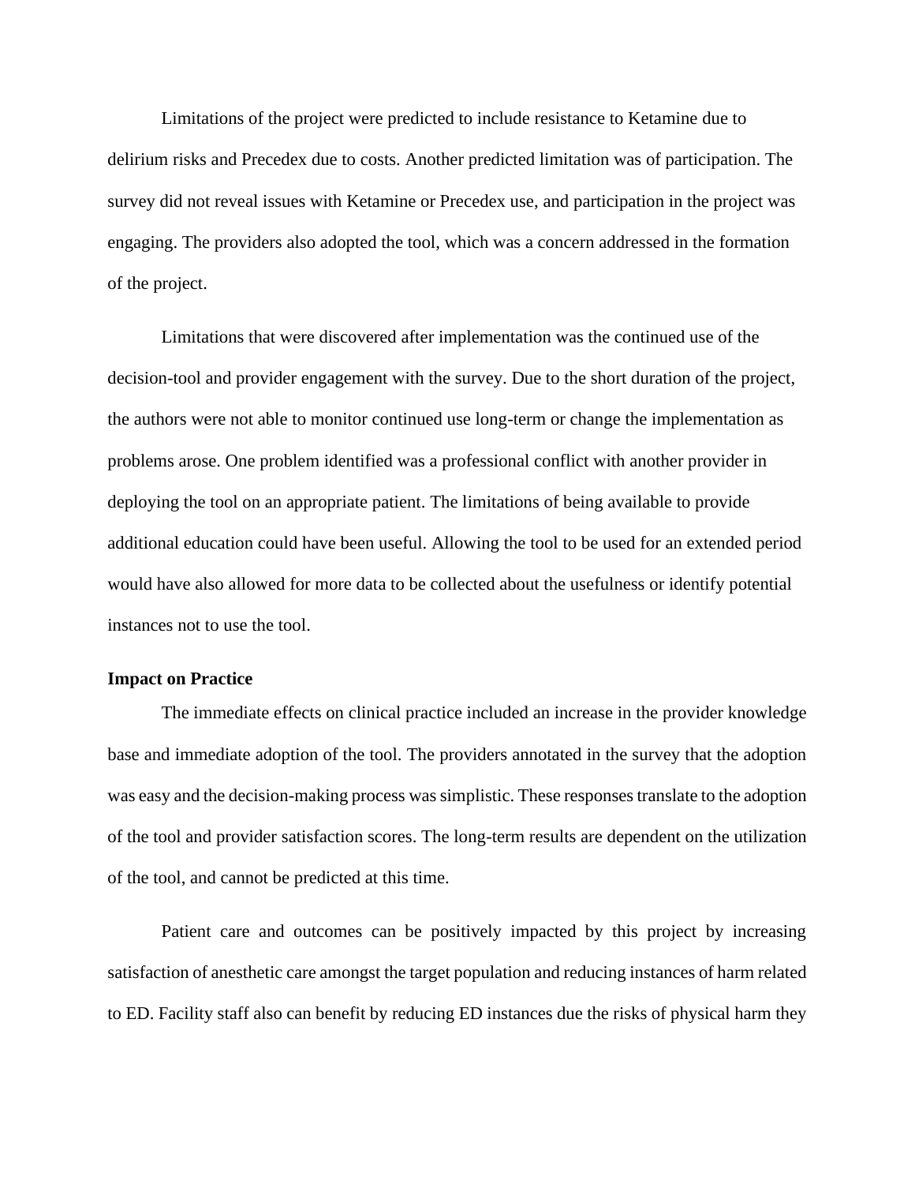Limitations of the project were predicted to include resistance to Ketamine due to delirium risks and Precedex due to costs. Another predicted limitation was of participation. The survey did not reveal issues with Ketamine or Precedex use, and participation in the project was engaging. The providers also adopted the tool, which was a concern addressed in the formation of the project.

Limitations that were discovered after implementation was the continued use of the decision-tool and provider engagement with the survey. Due to the short duration of the project, the authors were not able to monitor continued use long-term or change the implementation as problems arose. One problem identified was a professional conflict with another provider in deploying the tool on an appropriate patient. The limitations of being available to provide additional education could have been useful. Allowing the tool to be used for an extended period would have also allowed for more data to be collected about the usefulness or identify potential instances not to use the tool.

**Impact on Practice**

The immediate effects on clinical practice included an increase in the provider knowledge base and immediate adoption of the tool. The providers annotated in the survey that the adoption was easy and the decision-making process was simplistic. These responses translate to the adoption of the tool and provider satisfaction scores. The long-term results are dependent on the utilization of the tool, and cannot be predicted at this time.

Patient care and outcomes can be positively impacted by this project by increasing satisfaction of anesthetic care amongst the target population and reducing instances of harm related to ED. Facility staff also can benefit by reducing ED instances due the risks of physical harm they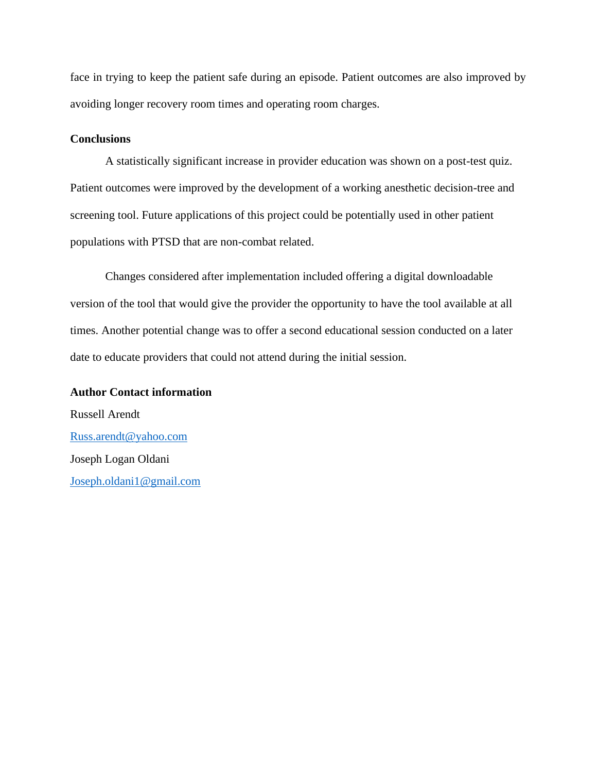face in trying to keep the patient safe during an episode. Patient outcomes are also improved by avoiding longer recovery room times and operating room charges.

**Conclusions**

A statistically significant increase in provider education was shown on a post-test quiz. Patient outcomes were improved by the development of a working anesthetic decision-tree and screening tool. Future applications of this project could be potentially used in other patient populations with PTSD that are non-combat related.

Changes considered after implementation included offering a digital downloadable version of the tool that would give the provider the opportunity to have the tool available at all times. Another potential change was to offer a second educational session conducted on a later date to educate providers that could not attend during the initial session.

**Author Contact information**

Russell Arendt

Russ.arendt@yahoo.com

Joseph Logan Oldani

Joseph.oldani1@gmail.com